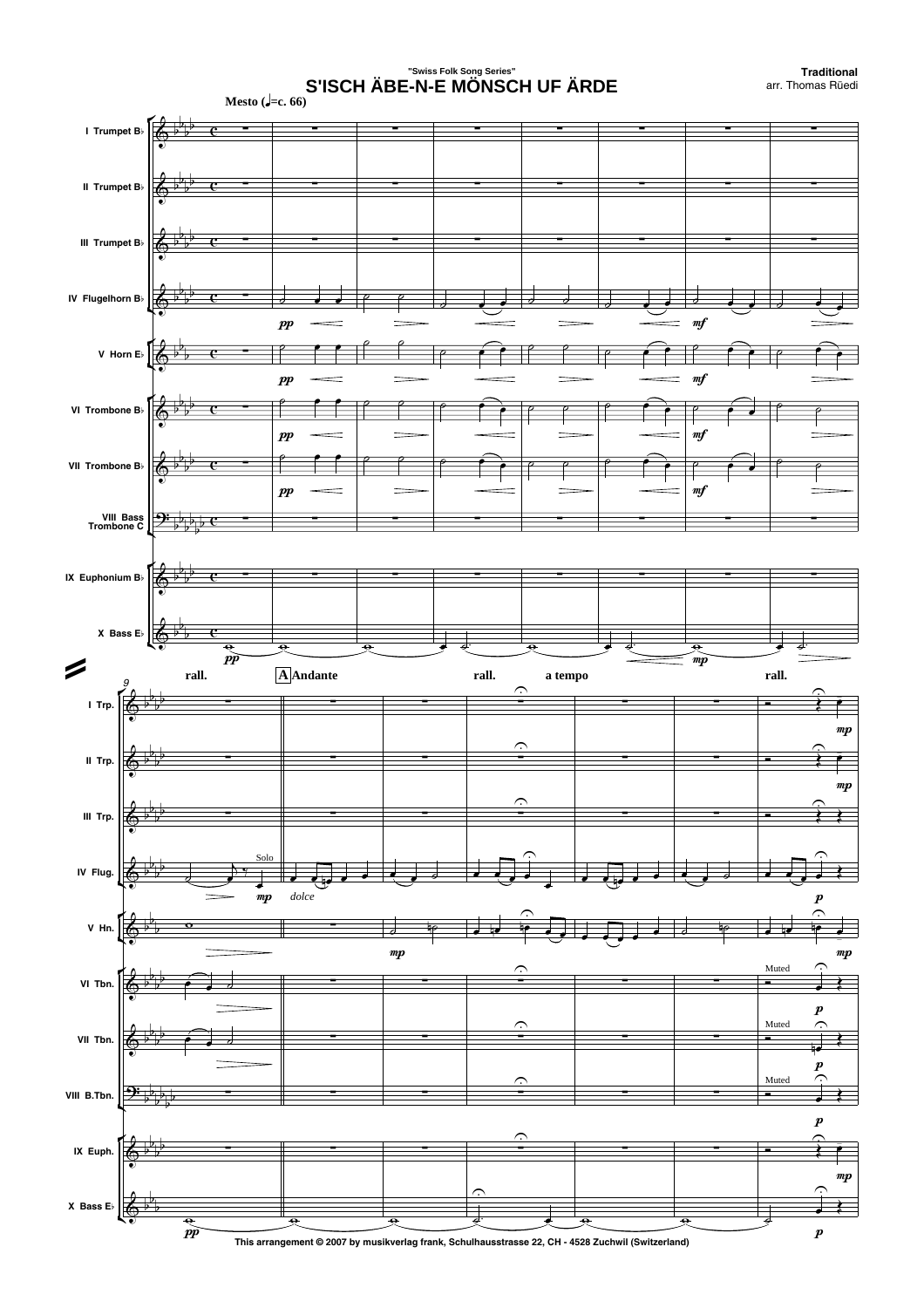"Swiss Folk Song Series"

# S'ISCH ÄBE-N-E MÖNSCH UF ÄRDE

**Traditional**
arr. Thomas Rüedi

This arrangement © 2007 by musikverlag frank, Schulhausstrasse 22, CH - 4528 Zuchwil (Switzerland)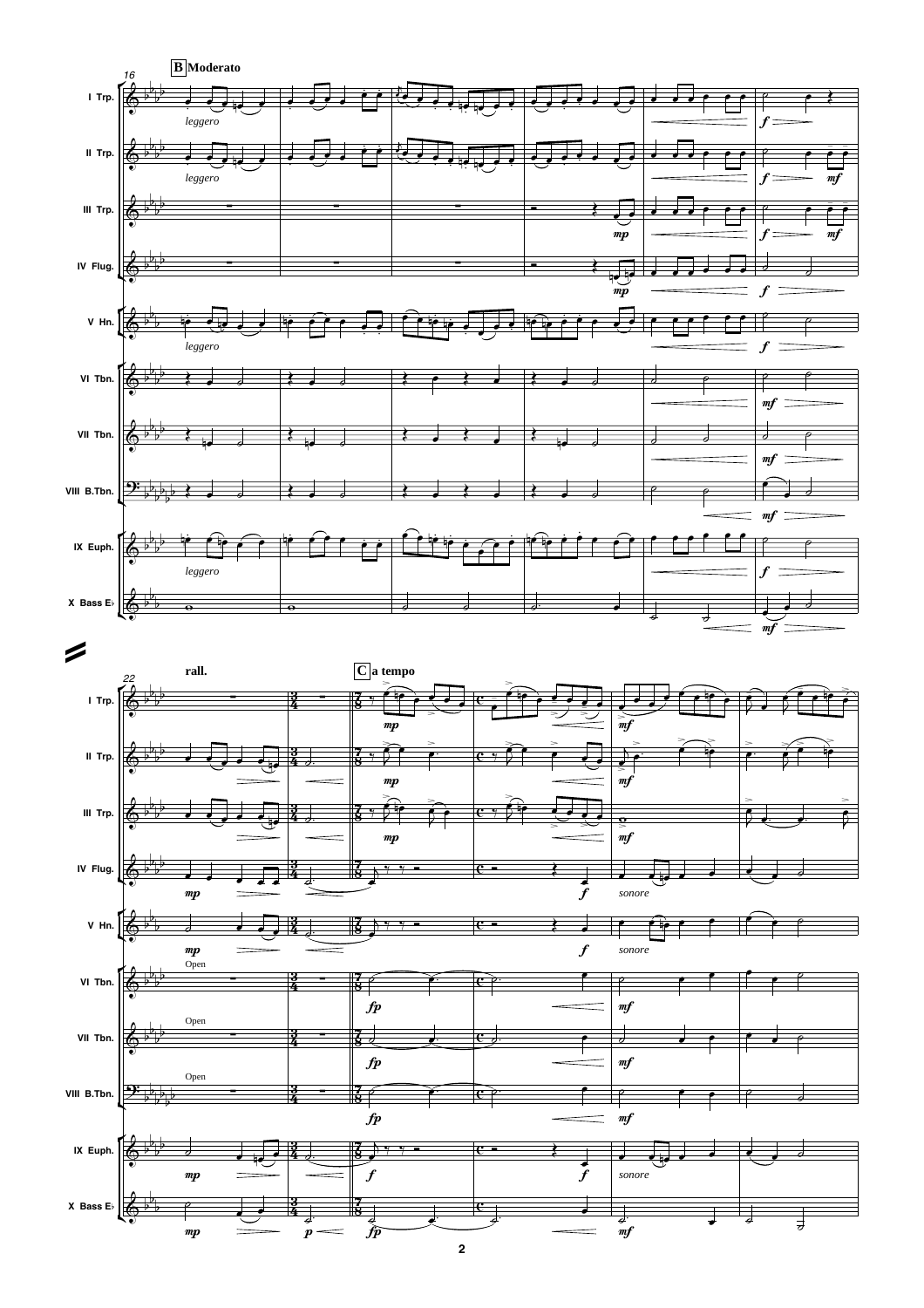**B** Moderato

16

I Trp.
II Trp.
III Trp.
IV Flug.
V Hn.
VI Tbn.
VII Tbn.
VIII B.Tbn.
IX Euph.
X Bass E♭

*leggero*

22

rall.

**C** a tempo

Open

*sonore*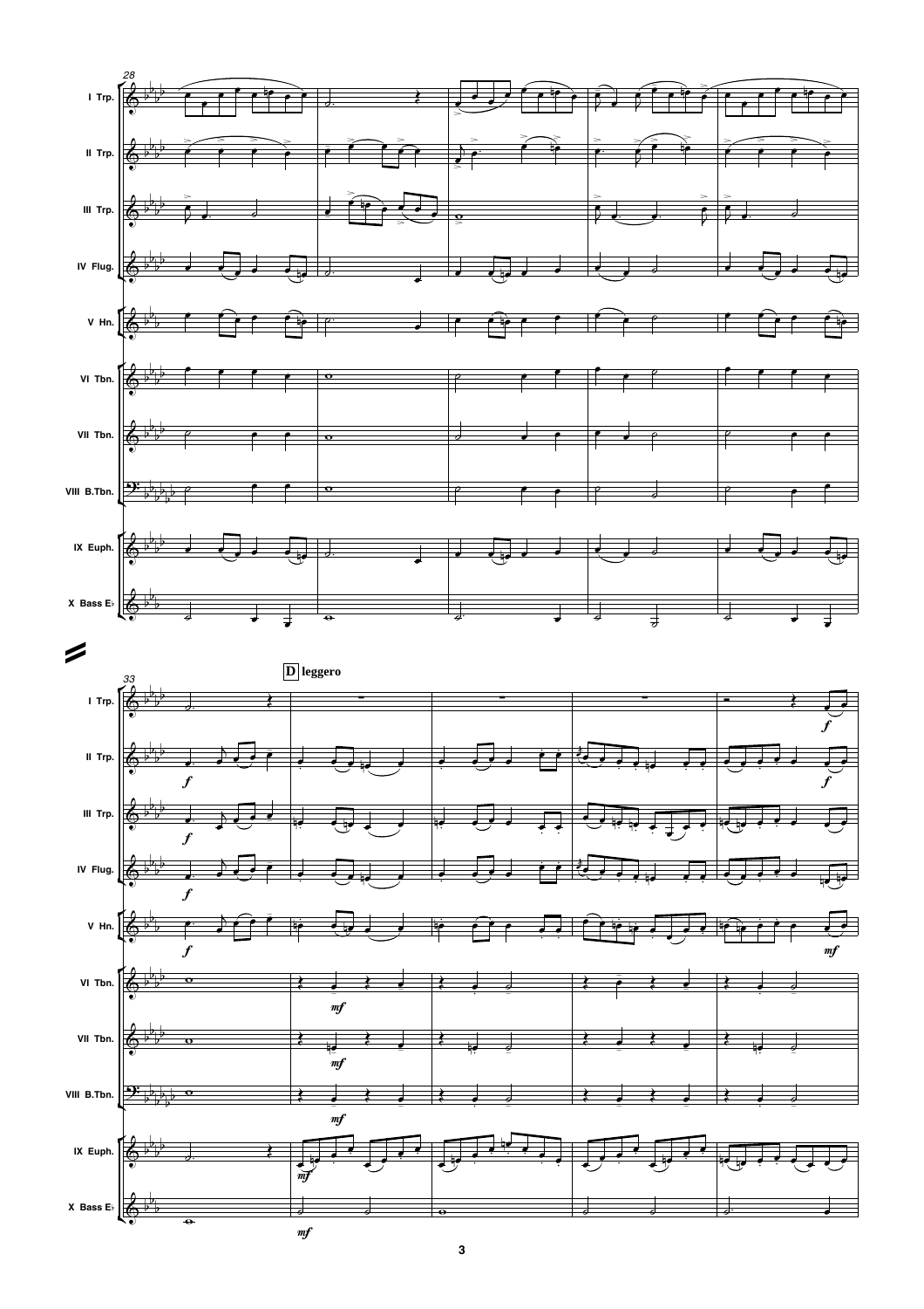**D** leggero